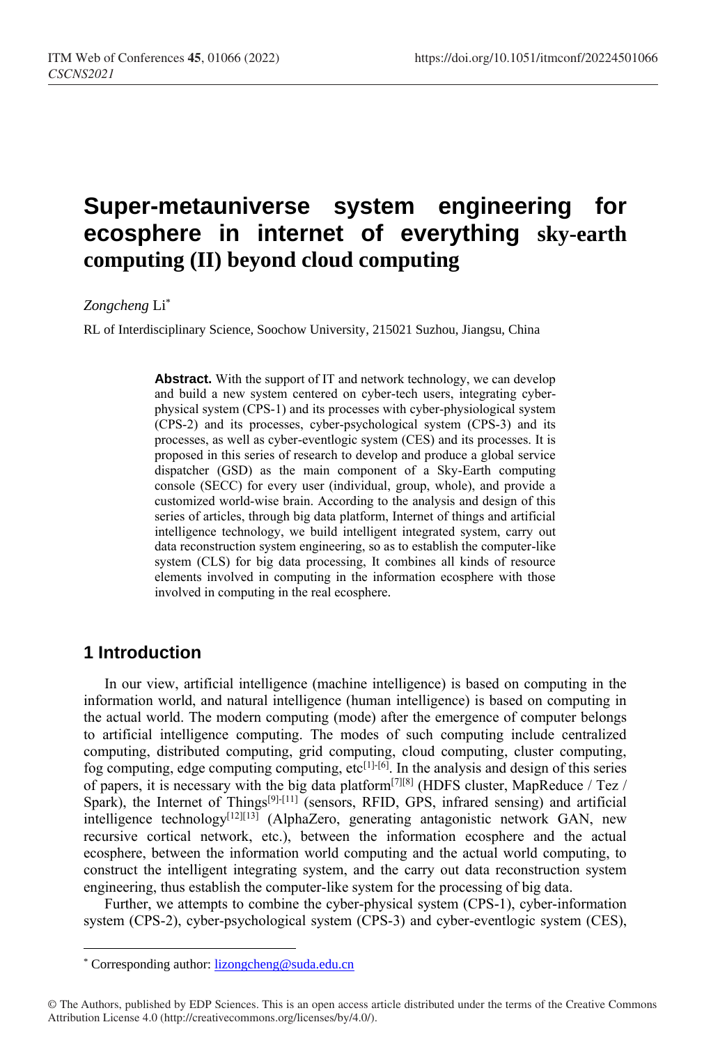# Super-metauniverse system engineering for ecosphere in internet of everything sky-earth computing (II) beyond cloud computing

*Zongcheng* Li*

RL of Interdisciplinary Science, Soochow University, 215021 Suzhou, Jiangsu, China

**Abstract.** With the support of IT and network technology, we can develop and build a new system centered on cyber-tech users, integrating cyber-physical system (CPS-1) and its processes with cyber-physiological system (CPS-2) and its processes, cyber-psychological system (CPS-3) and its processes, as well as cyber-eventlogic system (CES) and its processes. It is proposed in this series of research to develop and produce a global service dispatcher (GSD) as the main component of a Sky-Earth computing console (SECC) for every user (individual, group, whole), and provide a customized world-wise brain. According to the analysis and design of this series of articles, through big data platform, Internet of things and artificial intelligence technology, we build intelligent integrated system, carry out data reconstruction system engineering, so as to establish the computer-like system (CLS) for big data processing, It combines all kinds of resource elements involved in computing in the information ecosphere with those involved in computing in the real ecosphere.

## 1 Introduction

In our view, artificial intelligence (machine intelligence) is based on computing in the information world, and natural intelligence (human intelligence) is based on computing in the actual world. The modern computing (mode) after the emergence of computer belongs to artificial intelligence computing. The modes of such computing include centralized computing, distributed computing, grid computing, cloud computing, cluster computing, fog computing, edge computing computing, etc[1]-[6]. In the analysis and design of this series of papers, it is necessary with the big data platform[7][8] (HDFS cluster, MapReduce / Tez / Spark), the Internet of Things[9]-[11] (sensors, RFID, GPS, infrared sensing) and artificial intelligence technology[12][13] (AlphaZero, generating antagonistic network GAN, new recursive cortical network, etc.), between the information ecosphere and the actual ecosphere, between the information world computing and the actual world computing, to construct the intelligent integrating system, and the carry out data reconstruction system engineering, thus establish the computer-like system for the processing of big data.

Further, we attempts to combine the cyber-physical system (CPS-1), cyber-information system (CPS-2), cyber-psychological system (CPS-3) and cyber-eventlogic system (CES),

---

* Corresponding author: lizongcheng@suda.edu.cn

© The Authors, published by EDP Sciences. This is an open access article distributed under the terms of the Creative Commons Attribution License 4.0 (http://creativecommons.org/licenses/by/4.0/).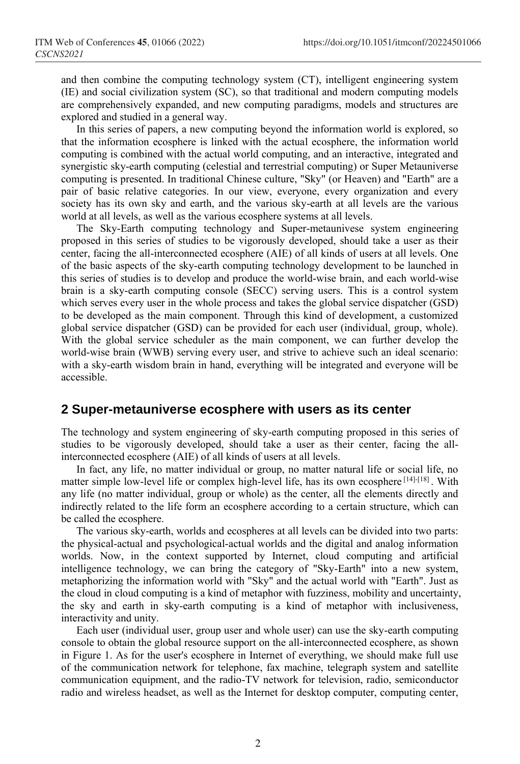and then combine the computing technology system (CT), intelligent engineering system (IE) and social civilization system (SC), so that traditional and modern computing models are comprehensively expanded, and new computing paradigms, models and structures are explored and studied in a general way.

In this series of papers, a new computing beyond the information world is explored, so that the information ecosphere is linked with the actual ecosphere, the information world computing is combined with the actual world computing, and an interactive, integrated and synergistic sky-earth computing (celestial and terrestrial computing) or Super Metauniverse computing is presented. In traditional Chinese culture, "Sky" (or Heaven) and "Earth" are a pair of basic relative categories. In our view, everyone, every organization and every society has its own sky and earth, and the various sky-earth at all levels are the various world at all levels, as well as the various ecosphere systems at all levels.

The Sky-Earth computing technology and Super-metaunivese system engineering proposed in this series of studies to be vigorously developed, should take a user as their center, facing the all-interconnected ecosphere (AIE) of all kinds of users at all levels. One of the basic aspects of the sky-earth computing technology development to be launched in this series of studies is to develop and produce the world-wise brain, and each world-wise brain is a sky-earth computing console (SECC) serving users. This is a control system which serves every user in the whole process and takes the global service dispatcher (GSD) to be developed as the main component. Through this kind of development, a customized global service dispatcher (GSD) can be provided for each user (individual, group, whole). With the global service scheduler as the main component, we can further develop the world-wise brain (WWB) serving every user, and strive to achieve such an ideal scenario: with a sky-earth wisdom brain in hand, everything will be integrated and everyone will be accessible.

## 2 Super-metauniverse ecosphere with users as its center

The technology and system engineering of sky-earth computing proposed in this series of studies to be vigorously developed, should take a user as their center, facing the all-interconnected ecosphere (AIE) of all kinds of users at all levels.

In fact, any life, no matter individual or group, no matter natural life or social life, no matter simple low-level life or complex high-level life, has its own ecosphere [14]-[18]. With any life (no matter individual, group or whole) as the center, all the elements directly and indirectly related to the life form an ecosphere according to a certain structure, which can be called the ecosphere.

The various sky-earth, worlds and ecospheres at all levels can be divided into two parts: the physical-actual and psychological-actual worlds and the digital and analog information worlds. Now, in the context supported by Internet, cloud computing and artificial intelligence technology, we can bring the category of "Sky-Earth" into a new system, metaphorizing the information world with "Sky" and the actual world with "Earth". Just as the cloud in cloud computing is a kind of metaphor with fuzziness, mobility and uncertainty, the sky and earth in sky-earth computing is a kind of metaphor with inclusiveness, interactivity and unity.

Each user (individual user, group user and whole user) can use the sky-earth computing console to obtain the global resource support on the all-interconnected ecosphere, as shown in Figure 1. As for the user's ecosphere in Internet of everything, we should make full use of the communication network for telephone, fax machine, telegraph system and satellite communication equipment, and the radio-TV network for television, radio, semiconductor radio and wireless headset, as well as the Internet for desktop computer, computing center,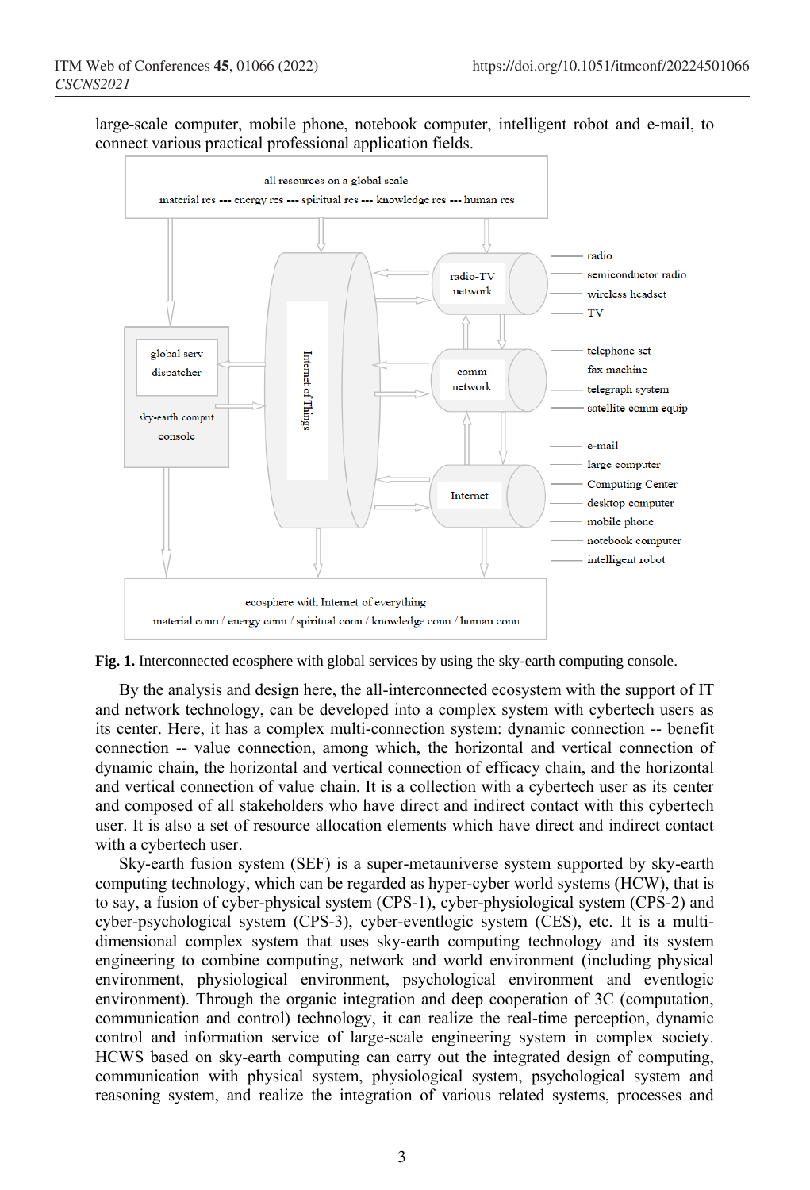large-scale computer, mobile phone, notebook computer, intelligent robot and e-mail, to connect various practical professional application fields.

**Fig. 1.** Interconnected ecosphere with global services by using the sky-earth computing console.

By the analysis and design here, the all-interconnected ecosystem with the support of IT and network technology, can be developed into a complex system with cybertech users as its center. Here, it has a complex multi-connection system: dynamic connection -- benefit connection -- value connection, among which, the horizontal and vertical connection of dynamic chain, the horizontal and vertical connection of efficacy chain, and the horizontal and vertical connection of value chain. It is a collection with a cybertech user as its center and composed of all stakeholders who have direct and indirect contact with this cybertech user. It is also a set of resource allocation elements which have direct and indirect contact with a cybertech user.

Sky-earth fusion system (SEF) is a super-metauniverse system supported by sky-earth computing technology, which can be regarded as hyper-cyber world systems (HCW), that is to say, a fusion of cyber-physical system (CPS-1), cyber-physiological system (CPS-2) and cyber-psychological system (CPS-3), cyber-eventlogic system (CES), etc. It is a multi-dimensional complex system that uses sky-earth computing technology and its system engineering to combine computing, network and world environment (including physical environment, physiological environment, psychological environment and eventlogic environment). Through the organic integration and deep cooperation of 3C (computation, communication and control) technology, it can realize the real-time perception, dynamic control and information service of large-scale engineering system in complex society. HCWS based on sky-earth computing can carry out the integrated design of computing, communication with physical system, physiological system, psychological system and reasoning system, and realize the integration of various related systems, processes and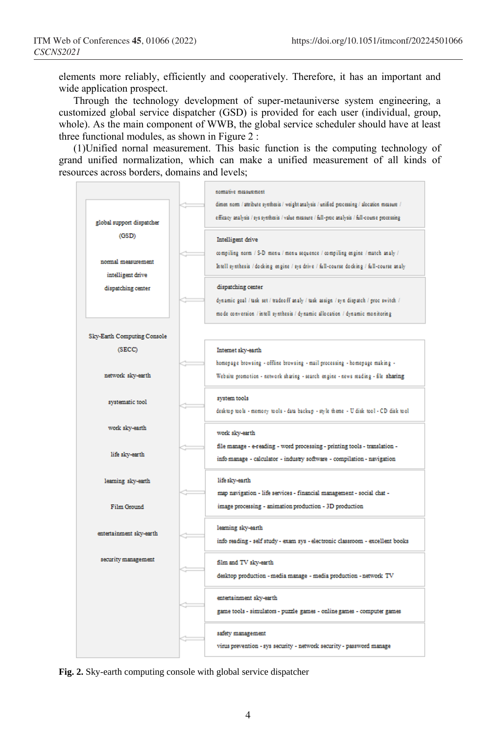elements more reliably, efficiently and cooperatively. Therefore, it has an important and wide application prospect.

Through the technology development of super-metauniverse system engineering, a customized global service dispatcher (GSD) is provided for each user (individual, group, whole). As the main component of WWB, the global service scheduler should have at least three functional modules, as shown in Figure 2 :

(1)Unified nornal measurement. This basic function is the computing technology of grand unified normalization, which can make a unified measurement of all kinds of resources across borders, domains and levels;

global support dispatcher (GSD)

normal measurement
intelligent drive
dispatching center

normative measurement
dimen norm / attribute synthesis / weight analysis / unified processing / allocation measure / efficacy analysis / sys synthesis / value measure / full-proc analysis / full-course processing

Intelligent drive
compiling norm / S-D menu / menu sequence / compiling engine / match analy / Intell synthesis / docking engine / sys drive / full-course docking / full-course analy

dispatching center
dynamic goal / task set / tradeoff analy / task assign / syn dispatch / proc switch / mode conversion / intell synthesis / dynamic allocation / dynamic monitoring

Sky-Earth Computing Console (SECC)

network sky-earth
systematic tool
work sky-earth
life sky-earth
learning sky-earth
Film Ground
entertainment sky-earth
security management

Internet sky-earth
homepage browsing - offline browsing - mail processing - homepage making - Website promotion - network sharing - search engine - news reading - file sharing

system tools
desktop tools - memory tools - data backup - style theme - U disk tool - CD disk tool

work sky-earth
file manage - e-reading - word processing - printing tools - translation - info manage - calculator - industry software - compilation - navigation

life sky-earth
map navigation - life services - financial management - social chat - image processing - animation production - 3D production

learning sky-earth
info reading - self study - exam sys - electronic classroom - excellent books

film and TV sky-earth
desktop production - media manage - media production - network TV

entertainment sky-earth
game tools - simulators - puzzle games - online games - computer games

safety management
virus prevention - sys security - network security - password manage

**Fig. 2.** Sky-earth computing console with global service dispatcher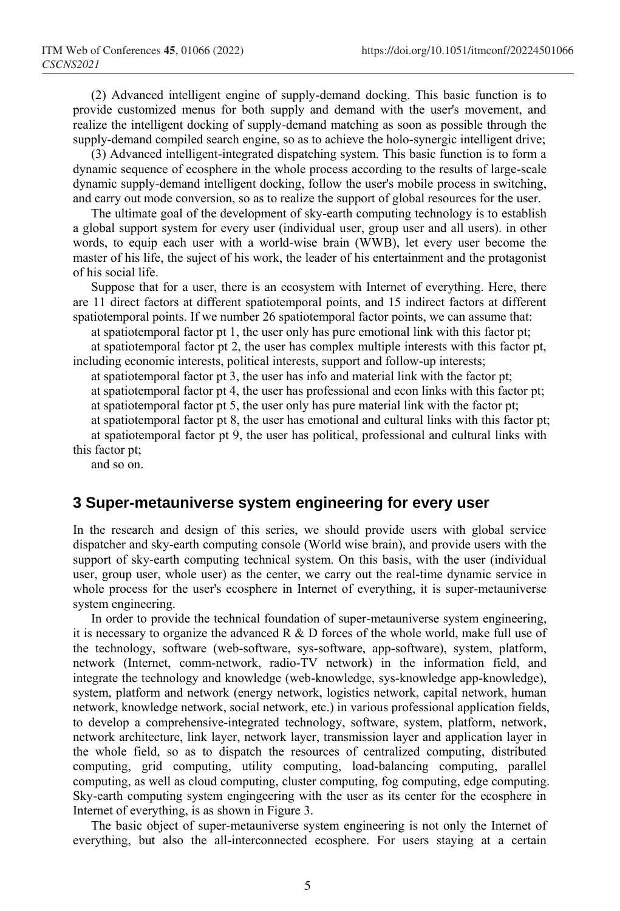(2) Advanced intelligent engine of supply-demand docking. This basic function is to provide customized menus for both supply and demand with the user's movement, and realize the intelligent docking of supply-demand matching as soon as possible through the supply-demand compiled search engine, so as to achieve the holo-synergic intelligent drive;

(3) Advanced intelligent-integrated dispatching system. This basic function is to form a dynamic sequence of ecosphere in the whole process according to the results of large-scale dynamic supply-demand intelligent docking, follow the user's mobile process in switching, and carry out mode conversion, so as to realize the support of global resources for the user.

The ultimate goal of the development of sky-earth computing technology is to establish a global support system for every user (individual user, group user and all users). in other words, to equip each user with a world-wise brain (WWB), let every user become the master of his life, the suject of his work, the leader of his entertainment and the protagonist of his social life.

Suppose that for a user, there is an ecosystem with Internet of everything. Here, there are 11 direct factors at different spatiotemporal points, and 15 indirect factors at different spatiotemporal points. If we number 26 spatiotemporal factor points, we can assume that:

at spatiotemporal factor pt 1, the user only has pure emotional link with this factor pt;

at spatiotemporal factor pt 2, the user has complex multiple interests with this factor pt, including economic interests, political interests, support and follow-up interests;

at spatiotemporal factor pt 3, the user has info and material link with the factor pt;

at spatiotemporal factor pt 4, the user has professional and econ links with this factor pt;

at spatiotemporal factor pt 5, the user only has pure material link with the factor pt;

at spatiotemporal factor pt 8, the user has emotional and cultural links with this factor pt;

at spatiotemporal factor pt 9, the user has political, professional and cultural links with this factor pt;

and so on.

## 3 Super-metauniverse system engineering for every user

In the research and design of this series, we should provide users with global service dispatcher and sky-earth computing console (World wise brain), and provide users with the support of sky-earth computing technical system. On this basis, with the user (individual user, group user, whole user) as the center, we carry out the real-time dynamic service in whole process for the user's ecosphere in Internet of everything, it is super-metauniverse system engineering.

In order to provide the technical foundation of super-metauniverse system engineering, it is necessary to organize the advanced R & D forces of the whole world, make full use of the technology, software (web-software, sys-software, app-software), system, platform, network (Internet, comm-network, radio-TV network) in the information field, and integrate the technology and knowledge (web-knowledge, sys-knowledge app-knowledge), system, platform and network (energy network, logistics network, capital network, human network, knowledge network, social network, etc.) in various professional application fields, to develop a comprehensive-integrated technology, software, system, platform, network, network architecture, link layer, network layer, transmission layer and application layer in the whole field, so as to dispatch the resources of centralized computing, distributed computing, grid computing, utility computing, load-balancing computing, parallel computing, as well as cloud computing, cluster computing, fog computing, edge computing. Sky-earth computing system engingeering with the user as its center for the ecosphere in Internet of everything, is as shown in Figure 3.

The basic object of super-metauniverse system engineering is not only the Internet of everything, but also the all-interconnected ecosphere. For users staying at a certain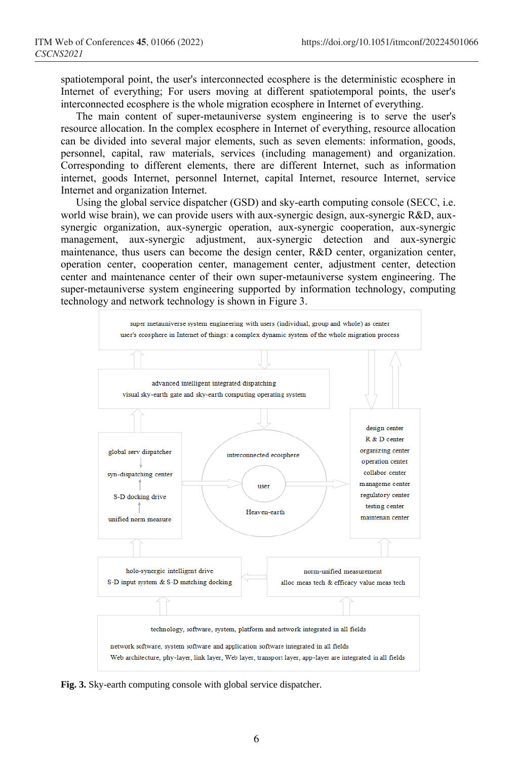spatiotemporal point, the user's interconnected ecosphere is the deterministic ecosphere in Internet of everything; For users moving at different spatiotemporal points, the user's interconnected ecosphere is the whole migration ecosphere in Internet of everything.

The main content of super-metauniverse system engineering is to serve the user's resource allocation. In the complex ecosphere in Internet of everything, resource allocation can be divided into several major elements, such as seven elements: information, goods, personnel, capital, raw materials, services (including management) and organization. Corresponding to different elements, there are different Internet, such as information internet, goods Internet, personnel Internet, capital Internet, resource Internet, service Internet and organization Internet.

Using the global service dispatcher (GSD) and sky-earth computing console (SECC, i.e. world wise brain), we can provide users with aux-synergic design, aux-synergic R&D, aux-synergic organization, aux-synergic operation, aux-synergic cooperation, aux-synergic management, aux-synergic adjustment, aux-synergic detection and aux-synergic maintenance, thus users can become the design center, R&D center, organization center, operation center, cooperation center, management center, adjustment center, detection center and maintenance center of their own super-metauniverse system engineering. The super-metauniverse system engineering supported by information technology, computing technology and network technology is shown in Figure 3.

super metauniverse system engineering with users (individual, group and whole) as center
user's ecosphere in Internet of things: a complex dynamic system of the whole migration process

advanced intelligent integrated dispatching
visual sky-earth gate and sky-earth computing operating system

global serv dispatcher
syn-dispatching center
S-D docking drive
unified norm measure

interconnected ecosphere
user
Heaven-earth

design center
R & D center
organizing center
operation center
collabor center
manageme center
regulatory center
testing center
maintenan center

holo-synergic intelligent drive
S-D input system & S-D matching docking

norm-unified measurement
alloc meas tech & efficacy value meas tech

technology, software, system, platform and network integrated in all fields
network software, system software and application software integrated in all fields
Web architecture, phy-layer, link layer, Web layer, transport layer, app-layer are integrated in all fields

**Fig. 3.** Sky-earth computing console with global service dispatcher.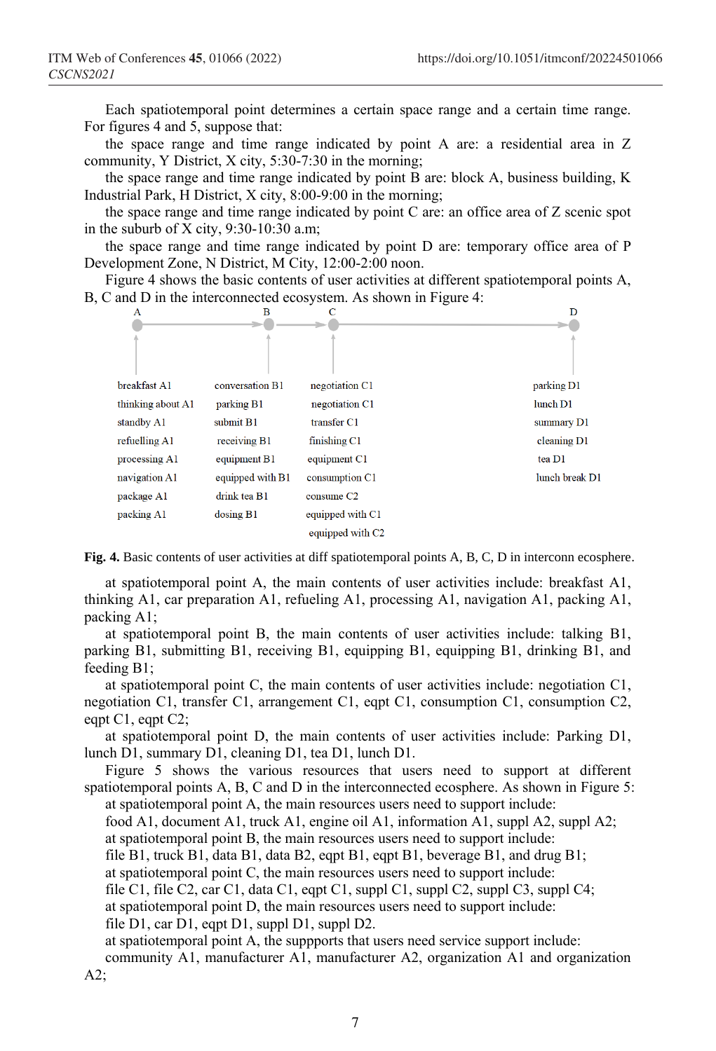Each spatiotemporal point determines a certain space range and a certain time range. For figures 4 and 5, suppose that:

the space range and time range indicated by point A are: a residential area in Z community, Y District, X city, 5:30-7:30 in the morning;

the space range and time range indicated by point B are: block A, business building, K Industrial Park, H District, X city, 8:00-9:00 in the morning;

the space range and time range indicated by point C are: an office area of Z scenic spot in the suburb of X city, 9:30-10:30 a.m;

the space range and time range indicated by point D are: temporary office area of P Development Zone, N District, M City, 12:00-2:00 noon.

Figure 4 shows the basic contents of user activities at different spatiotemporal points A, B, C and D in the interconnected ecosystem. As shown in Figure 4:

| A | B | C | D |
|---|---|---|---|
| breakfast A1 | conversation B1 | negotiation C1 | parking D1 |
| thinking about A1 | parking B1 | negotiation C1 | lunch D1 |
| standby A1 | submit B1 | transfer C1 | summary D1 |
| refuelling A1 | receiving B1 | finishing C1 | cleaning D1 |
| processing A1 | equipment B1 | equipment C1 | tea D1 |
| navigation A1 | equipped with B1 | consumption C1 | lunch break D1 |
| package A1 | drink tea B1 | consume C2 | |
| packing A1 | dosing B1 | equipped with C1 | |
| | | equipped with C2 | |

**Fig. 4.** Basic contents of user activities at diff spatiotemporal points A, B, C, D in interconn ecosphere.

at spatiotemporal point A, the main contents of user activities include: breakfast A1, thinking A1, car preparation A1, refueling A1, processing A1, navigation A1, packing A1, packing A1;

at spatiotemporal point B, the main contents of user activities include: talking B1, parking B1, submitting B1, receiving B1, equipping B1, equipping B1, drinking B1, and feeding B1;

at spatiotemporal point C, the main contents of user activities include: negotiation C1, negotiation C1, transfer C1, arrangement C1, eqpt C1, consumption C1, consumption C2, eqpt C1, eqpt C2;

at spatiotemporal point D, the main contents of user activities include: Parking D1, lunch D1, summary D1, cleaning D1, tea D1, lunch D1.

Figure 5 shows the various resources that users need to support at different spatiotemporal points A, B, C and D in the interconnected ecosphere. As shown in Figure 5:

at spatiotemporal point A, the main resources users need to support include:

food A1, document A1, truck A1, engine oil A1, information A1, suppl A2, suppl A2;

at spatiotemporal point B, the main resources users need to support include:

file B1, truck B1, data B1, data B2, eqpt B1, eqpt B1, beverage B1, and drug B1;

at spatiotemporal point C, the main resources users need to support include:

file C1, file C2, car C1, data C1, eqpt C1, suppl C1, suppl C2, suppl C3, suppl C4;

at spatiotemporal point D, the main resources users need to support include:

file D1, car D1, eqpt D1, suppl D1, suppl D2.

at spatiotemporal point A, the suppports that users need service support include:

community A1, manufacturer A1, manufacturer A2, organization A1 and organization A2;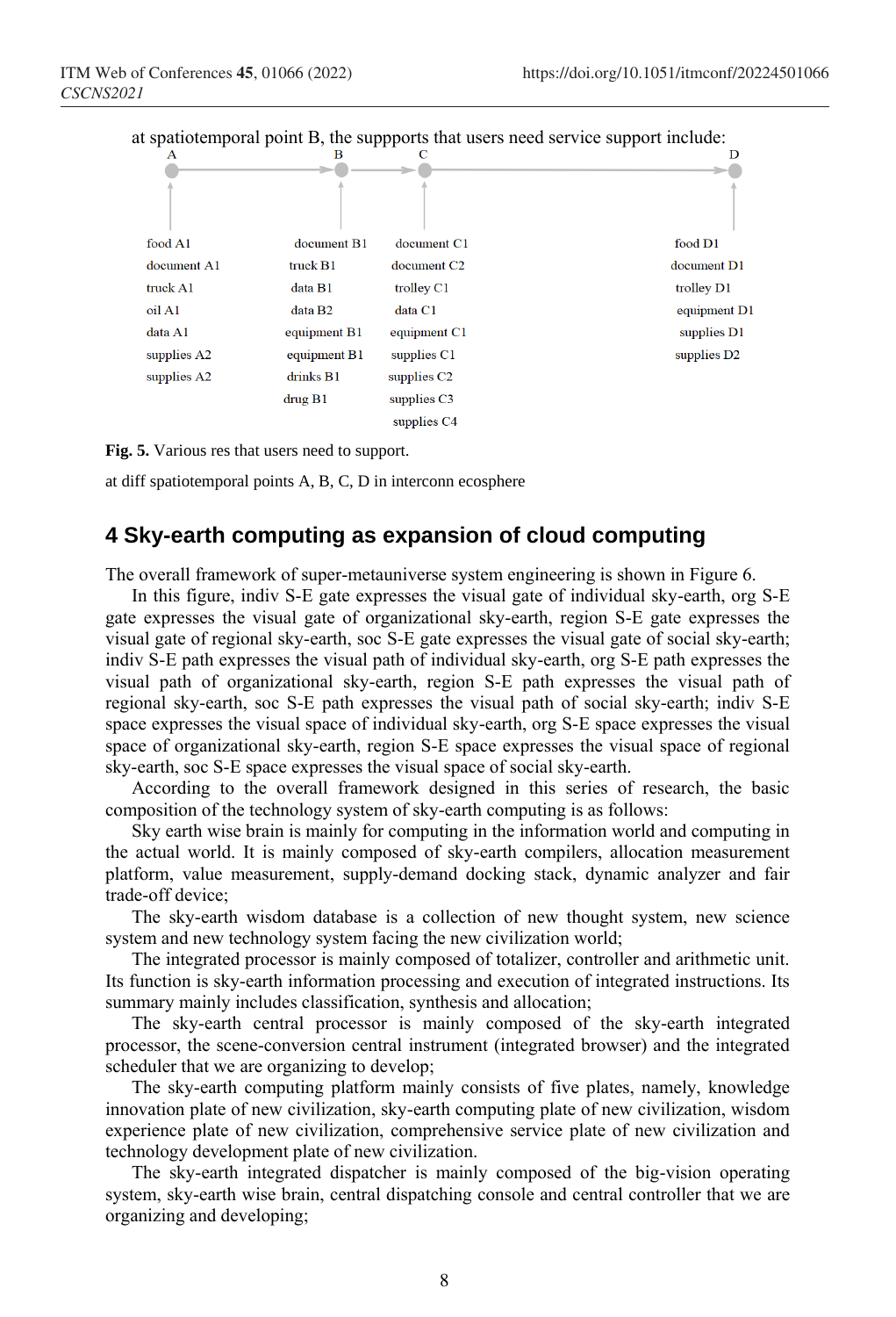at spatiotemporal point B, the suppports that users need service support include:

| A | B | C | D |
|---|---|---|---|
| food A1 | document B1 | document C1 | food D1 |
| document A1 | truck B1 | document C2 | document D1 |
| truck A1 | data B1 | trolley C1 | trolley D1 |
| oil A1 | data B2 | data C1 | equipment D1 |
| data A1 | equipment B1 | equipment C1 | supplies D1 |
| supplies A2 | equipment B1 | supplies C1 | supplies D2 |
| supplies A2 | drinks B1 | supplies C2 | |
| | drug B1 | supplies C3 | |
| | | supplies C4 | |

**Fig. 5.** Various res that users need to support.

at diff spatiotemporal points A, B, C, D in interconn ecosphere

## 4 Sky-earth computing as expansion of cloud computing

The overall framework of super-metauniverse system engineering is shown in Figure 6.

In this figure, indiv S-E gate expresses the visual gate of individual sky-earth, org S-E gate expresses the visual gate of organizational sky-earth, region S-E gate expresses the visual gate of regional sky-earth, soc S-E gate expresses the visual gate of social sky-earth; indiv S-E path expresses the visual path of individual sky-earth, org S-E path expresses the visual path of organizational sky-earth, region S-E path expresses the visual path of regional sky-earth, soc S-E path expresses the visual path of social sky-earth; indiv S-E space expresses the visual space of individual sky-earth, org S-E space expresses the visual space of organizational sky-earth, region S-E space expresses the visual space of regional sky-earth, soc S-E space expresses the visual space of social sky-earth.

According to the overall framework designed in this series of research, the basic composition of the technology system of sky-earth computing is as follows:

Sky earth wise brain is mainly for computing in the information world and computing in the actual world. It is mainly composed of sky-earth compilers, allocation measurement platform, value measurement, supply-demand docking stack, dynamic analyzer and fair trade-off device;

The sky-earth wisdom database is a collection of new thought system, new science system and new technology system facing the new civilization world;

The integrated processor is mainly composed of totalizer, controller and arithmetic unit. Its function is sky-earth information processing and execution of integrated instructions. Its summary mainly includes classification, synthesis and allocation;

The sky-earth central processor is mainly composed of the sky-earth integrated processor, the scene-conversion central instrument (integrated browser) and the integrated scheduler that we are organizing to develop;

The sky-earth computing platform mainly consists of five plates, namely, knowledge innovation plate of new civilization, sky-earth computing plate of new civilization, wisdom experience plate of new civilization, comprehensive service plate of new civilization and technology development plate of new civilization.

The sky-earth integrated dispatcher is mainly composed of the big-vision operating system, sky-earth wise brain, central dispatching console and central controller that we are organizing and developing;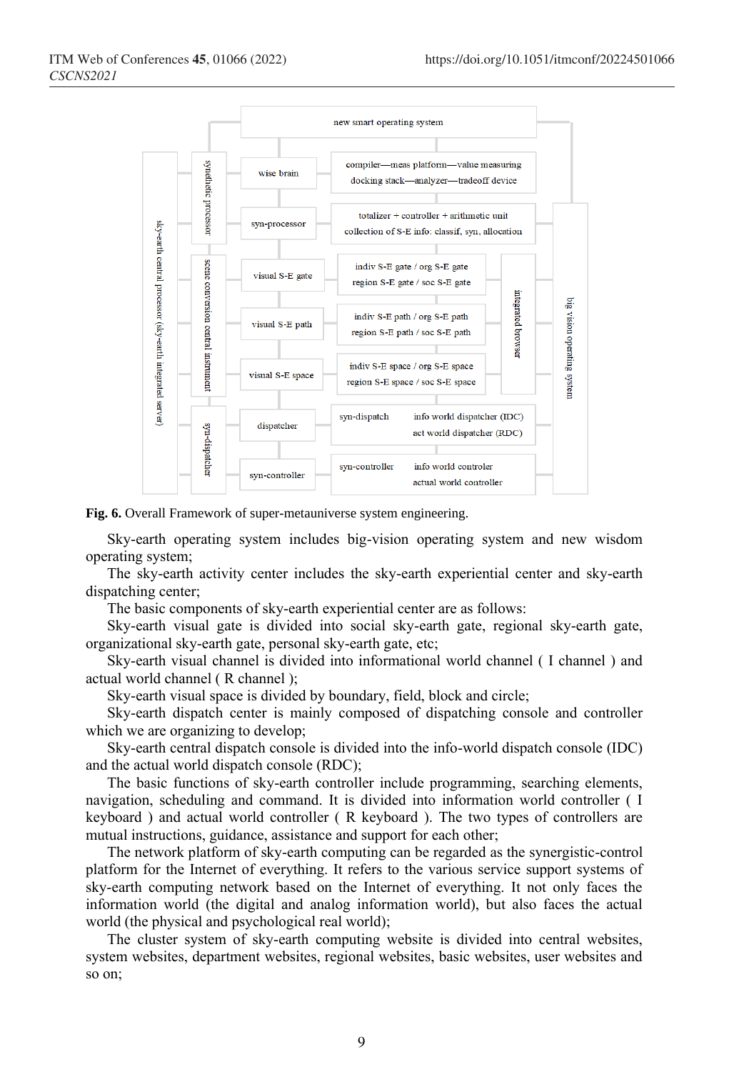**Fig. 6.** Overall Framework of super-metauniverse system engineering.

Sky-earth operating system includes big-vision operating system and new wisdom operating system;

The sky-earth activity center includes the sky-earth experiential center and sky-earth dispatching center;

The basic components of sky-earth experiential center are as follows:

Sky-earth visual gate is divided into social sky-earth gate, regional sky-earth gate, organizational sky-earth gate, personal sky-earth gate, etc;

Sky-earth visual channel is divided into informational world channel ( I channel ) and actual world channel ( R channel );

Sky-earth visual space is divided by boundary, field, block and circle;

Sky-earth dispatch center is mainly composed of dispatching console and controller which we are organizing to develop;

Sky-earth central dispatch console is divided into the info-world dispatch console (IDC) and the actual world dispatch console (RDC);

The basic functions of sky-earth controller include programming, searching elements, navigation, scheduling and command. It is divided into information world controller ( I keyboard ) and actual world controller ( R keyboard ). The two types of controllers are mutual instructions, guidance, assistance and support for each other;

The network platform of sky-earth computing can be regarded as the synergistic-control platform for the Internet of everything. It refers to the various service support systems of sky-earth computing network based on the Internet of everything. It not only faces the information world (the digital and analog information world), but also faces the actual world (the physical and psychological real world);

The cluster system of sky-earth computing website is divided into central websites, system websites, department websites, regional websites, basic websites, user websites and so on;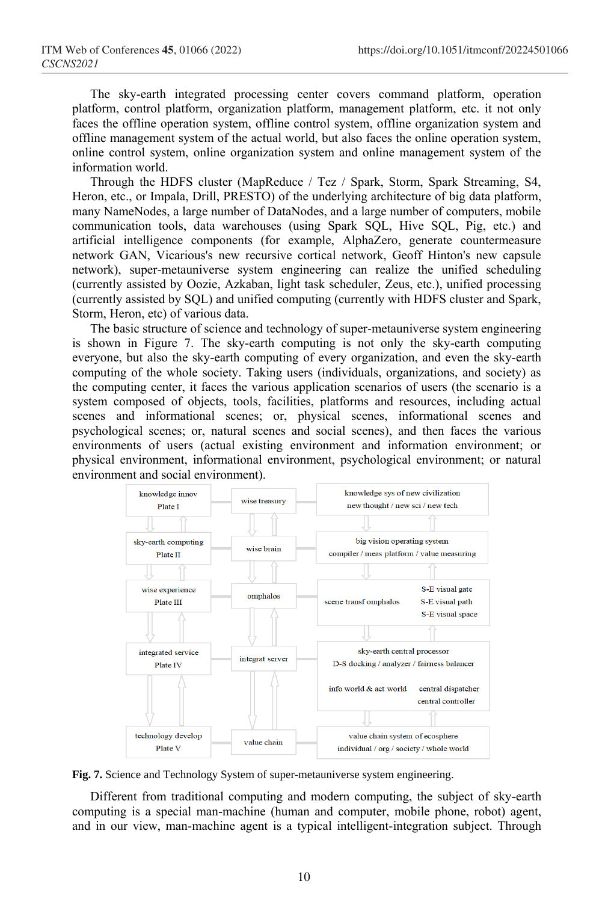The sky-earth integrated processing center covers command platform, operation platform, control platform, organization platform, management platform, etc. it not only faces the offline operation system, offline control system, offline organization system and offline management system of the actual world, but also faces the online operation system, online control system, online organization system and online management system of the information world.

Through the HDFS cluster (MapReduce / Tez / Spark, Storm, Spark Streaming, S4, Heron, etc., or Impala, Drill, PRESTO) of the underlying architecture of big data platform, many NameNodes, a large number of DataNodes, and a large number of computers, mobile communication tools, data warehouses (using Spark SQL, Hive SQL, Pig, etc.) and artificial intelligence components (for example, AlphaZero, generate countermeasure network GAN, Vicarious's new recursive cortical network, Geoff Hinton's new capsule network), super-metauniverse system engineering can realize the unified scheduling (currently assisted by Oozie, Azkaban, light task scheduler, Zeus, etc.), unified processing (currently assisted by SQL) and unified computing (currently with HDFS cluster and Spark, Storm, Heron, etc) of various data.

The basic structure of science and technology of super-metauniverse system engineering is shown in Figure 7. The sky-earth computing is not only the sky-earth computing everyone, but also the sky-earth computing of every organization, and even the sky-earth computing of the whole society. Taking users (individuals, organizations, and society) as the computing center, it faces the various application scenarios of users (the scenario is a system composed of objects, tools, facilities, platforms and resources, including actual scenes and informational scenes; or, physical scenes, informational scenes and psychological scenes; or, natural scenes and social scenes), and then faces the various environments of users (actual existing environment and information environment; or physical environment, informational environment, psychological environment; or natural environment and social environment).

| | | |
|---|---|---|
| knowledge innov Plate I | wise treasury | knowledge sys of new civilization new thought / new sci / new tech |
| sky-earth computing Plate II | wise brain | big vision operating system compiler / meas platform / value measuring |
| wise experience Plate III | omphalos | scene transf omphalos; S-E visual gate, S-E visual path, S-E visual space |
| integrated service Plate IV | integrat server | sky-earth central processor D-S docking / analyzer / fairness balancer; info world & act world; central dispatcher, central controller |
| technology develop Plate V | value chain | value chain system of ecosphere individual / org / society / whole world |

**Fig. 7.** Science and Technology System of super-metauniverse system engineering.

Different from traditional computing and modern computing, the subject of sky-earth computing is a special man-machine (human and computer, mobile phone, robot) agent, and in our view, man-machine agent is a typical intelligent-integration subject. Through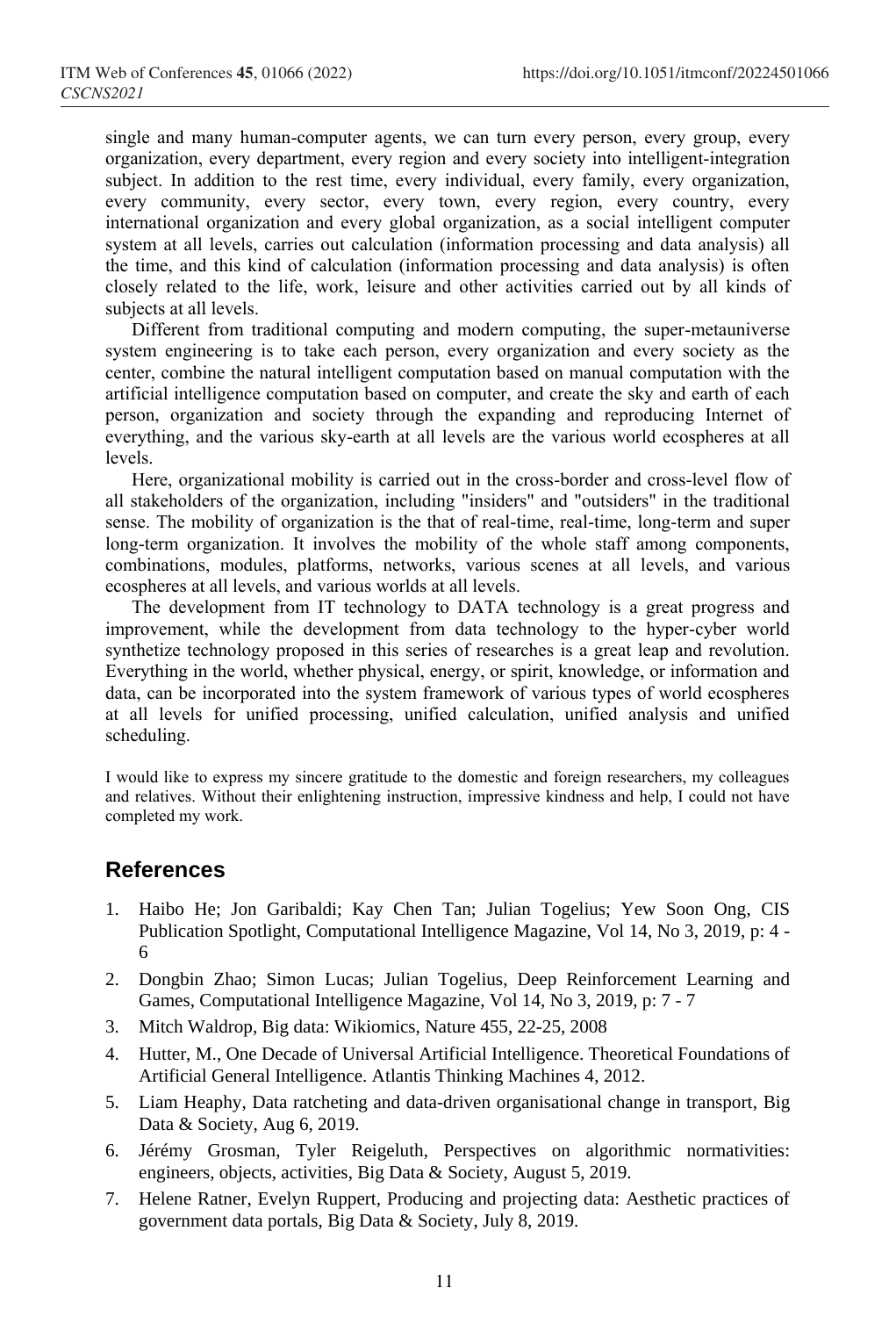single and many human-computer agents, we can turn every person, every group, every organization, every department, every region and every society into intelligent-integration subject. In addition to the rest time, every individual, every family, every organization, every community, every sector, every town, every region, every country, every international organization and every global organization, as a social intelligent computer system at all levels, carries out calculation (information processing and data analysis) all the time, and this kind of calculation (information processing and data analysis) is often closely related to the life, work, leisure and other activities carried out by all kinds of subjects at all levels.

Different from traditional computing and modern computing, the super-metauniverse system engineering is to take each person, every organization and every society as the center, combine the natural intelligent computation based on manual computation with the artificial intelligence computation based on computer, and create the sky and earth of each person, organization and society through the expanding and reproducing Internet of everything, and the various sky-earth at all levels are the various world ecospheres at all levels.

Here, organizational mobility is carried out in the cross-border and cross-level flow of all stakeholders of the organization, including "insiders" and "outsiders" in the traditional sense. The mobility of organization is the that of real-time, real-time, long-term and super long-term organization. It involves the mobility of the whole staff among components, combinations, modules, platforms, networks, various scenes at all levels, and various ecospheres at all levels, and various worlds at all levels.

The development from IT technology to DATA technology is a great progress and improvement, while the development from data technology to the hyper-cyber world synthetize technology proposed in this series of researches is a great leap and revolution. Everything in the world, whether physical, energy, or spirit, knowledge, or information and data, can be incorporated into the system framework of various types of world ecospheres at all levels for unified processing, unified calculation, unified analysis and unified scheduling.

I would like to express my sincere gratitude to the domestic and foreign researchers, my colleagues and relatives. Without their enlightening instruction, impressive kindness and help, I could not have completed my work.

## References

1. Haibo He; Jon Garibaldi; Kay Chen Tan; Julian Togelius; Yew Soon Ong, CIS Publication Spotlight, Computational Intelligence Magazine, Vol 14, No 3, 2019, p: 4 - 6
2. Dongbin Zhao; Simon Lucas; Julian Togelius, Deep Reinforcement Learning and Games, Computational Intelligence Magazine, Vol 14, No 3, 2019, p: 7 - 7
3. Mitch Waldrop, Big data: Wikiomics, Nature 455, 22-25, 2008
4. Hutter, M., One Decade of Universal Artificial Intelligence. Theoretical Foundations of Artificial General Intelligence. Atlantis Thinking Machines 4, 2012.
5. Liam Heaphy, Data ratcheting and data-driven organisational change in transport, Big Data & Society, Aug 6, 2019.
6. Jérémy Grosman, Tyler Reigeluth, Perspectives on algorithmic normativities: engineers, objects, activities, Big Data & Society, August 5, 2019.
7. Helene Ratner, Evelyn Ruppert, Producing and projecting data: Aesthetic practices of government data portals, Big Data & Society, July 8, 2019.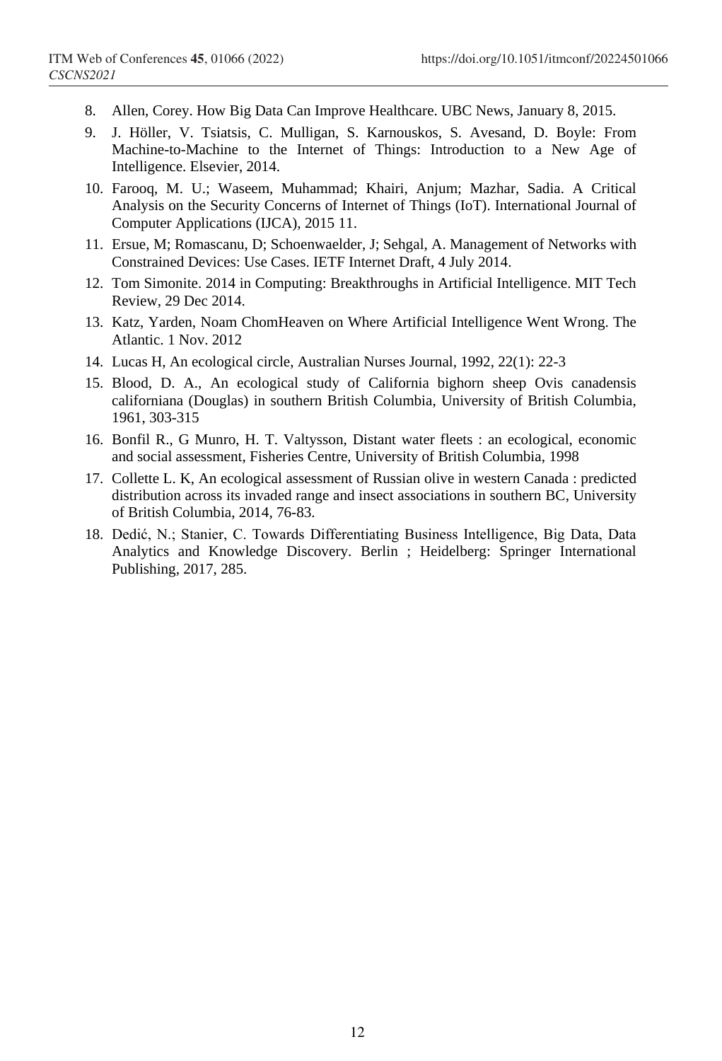8. Allen, Corey. How Big Data Can Improve Healthcare. UBC News, January 8, 2015.
9. J. Höller, V. Tsiatsis, C. Mulligan, S. Karnouskos, S. Avesand, D. Boyle: From Machine-to-Machine to the Internet of Things: Introduction to a New Age of Intelligence. Elsevier, 2014.
10. Farooq, M. U.; Waseem, Muhammad; Khairi, Anjum; Mazhar, Sadia. A Critical Analysis on the Security Concerns of Internet of Things (IoT). International Journal of Computer Applications (IJCA), 2015 11.
11. Ersue, M; Romascanu, D; Schoenwaelder, J; Sehgal, A. Management of Networks with Constrained Devices: Use Cases. IETF Internet Draft, 4 July 2014.
12. Tom Simonite. 2014 in Computing: Breakthroughs in Artificial Intelligence. MIT Tech Review, 29 Dec 2014.
13. Katz, Yarden, Noam ChomHeaven on Where Artificial Intelligence Went Wrong. The Atlantic. 1 Nov. 2012
14. Lucas H, An ecological circle, Australian Nurses Journal, 1992, 22(1): 22-3
15. Blood, D. A., An ecological study of California bighorn sheep Ovis canadensis californiana (Douglas) in southern British Columbia, University of British Columbia, 1961, 303-315
16. Bonfil R., G Munro, H. T. Valtysson, Distant water fleets : an ecological, economic and social assessment, Fisheries Centre, University of British Columbia, 1998
17. Collette L. K, An ecological assessment of Russian olive in western Canada : predicted distribution across its invaded range and insect associations in southern BC, University of British Columbia, 2014, 76-83.
18. Dedić, N.; Stanier, C. Towards Differentiating Business Intelligence, Big Data, Data Analytics and Knowledge Discovery. Berlin ; Heidelberg: Springer International Publishing, 2017, 285.